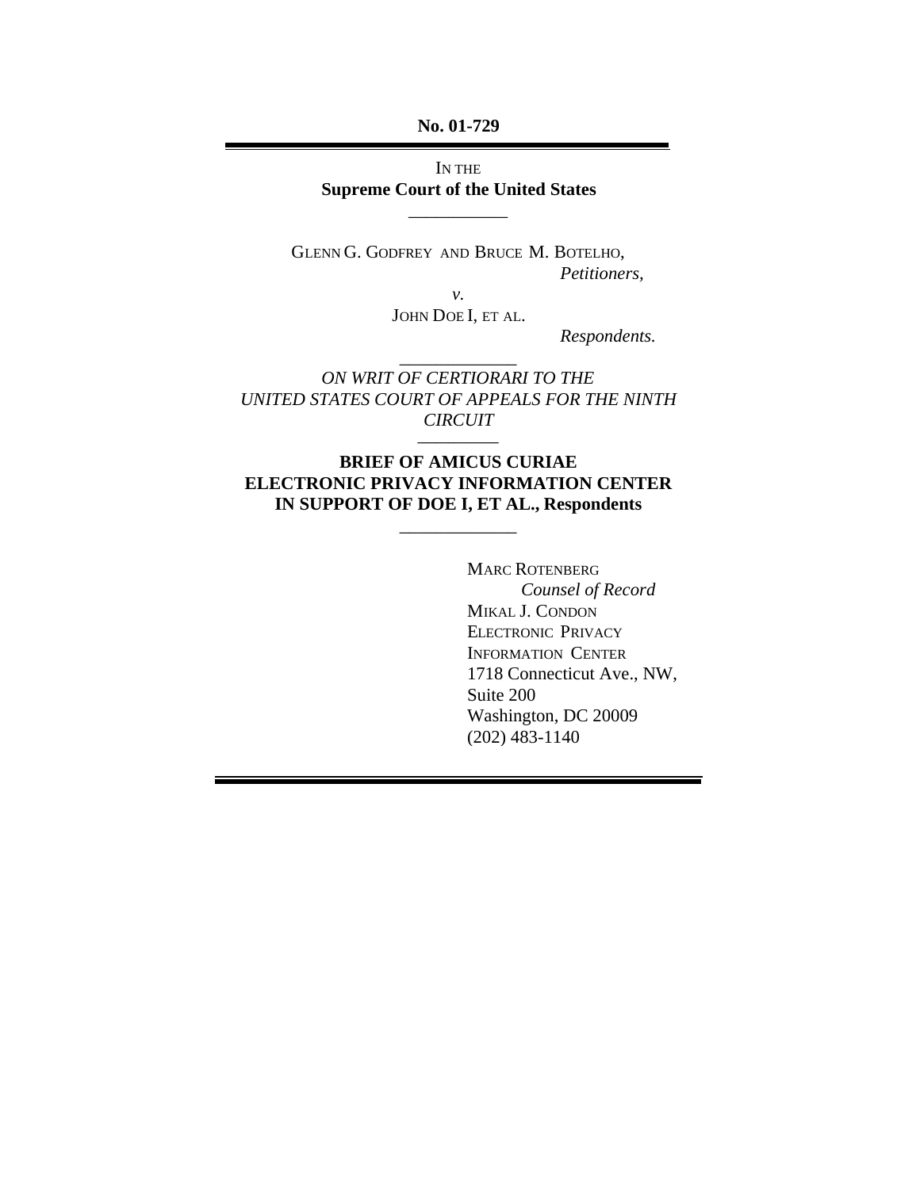**No. 01-729**

---

IN THE
**Supreme Court of the United States**

---

GLENN G. GODFREY AND BRUCE M. BOTELHO,
*Petitioners,*

*v.*

JOHN DOE I, ET AL.

*Respondents.*

---

*ON WRIT OF CERTIORARI TO THE UNITED STATES COURT OF APPEALS FOR THE NINTH CIRCUIT*

---

**BRIEF OF AMICUS CURIAE ELECTRONIC PRIVACY INFORMATION CENTER IN SUPPORT OF DOE I, ET AL., Respondents**

---

MARC ROTENBERG
*Counsel of Record*
MIKAL J. CONDON
ELECTRONIC PRIVACY INFORMATION CENTER
1718 Connecticut Ave., NW,
Suite 200
Washington, DC 20009
(202) 483-1140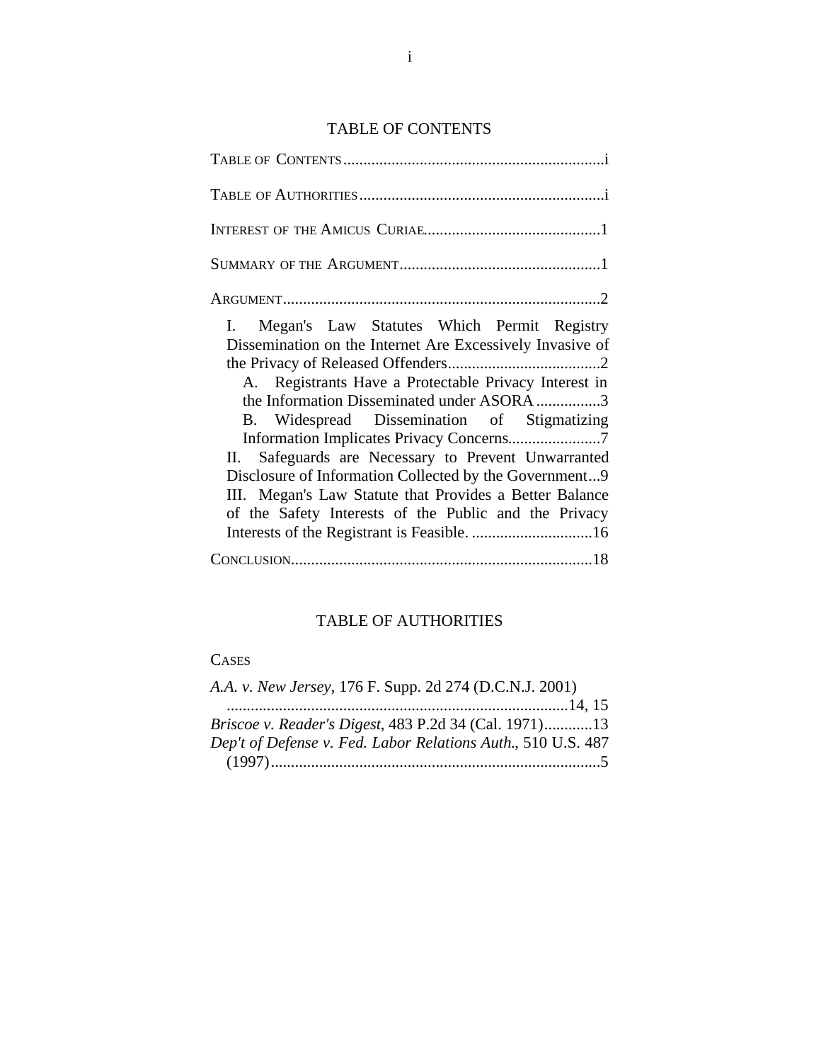# TABLE OF CONTENTS

TABLE OF CONTENTS ....................................................................i

TABLE OF AUTHORITIES ...............................................................i

INTEREST OF THE AMICUS CURIAE............................................1

SUMMARY OF THE ARGUMENT...................................................1

ARGUMENT...............................................................................2

- I. Megan's Law Statutes Which Permit Registry Dissemination on the Internet Are Excessively Invasive of the Privacy of Released Offenders......................................2
  - A. Registrants Have a Protectable Privacy Interest in the Information Disseminated under ASORA ................3
  - B. Widespread Dissemination of Stigmatizing Information Implicates Privacy Concerns.......................7
- II. Safeguards are Necessary to Prevent Unwarranted Disclosure of Information Collected by the Government...9
- III. Megan's Law Statute that Provides a Better Balance of the Safety Interests of the Public and the Privacy Interests of the Registrant is Feasible. ..............................16

CONCLUSION...........................................................................18

# TABLE OF AUTHORITIES

CASES

*A.A. v. New Jersey*, 176 F. Supp. 2d 274 (D.C.N.J. 2001) .....................................................................................14, 15

*Briscoe v. Reader's Digest*, 483 P.2d 34 (Cal. 1971)............13

*Dep't of Defense v. Fed. Labor Relations Auth.*, 510 U.S. 487 (1997)..................................................................................5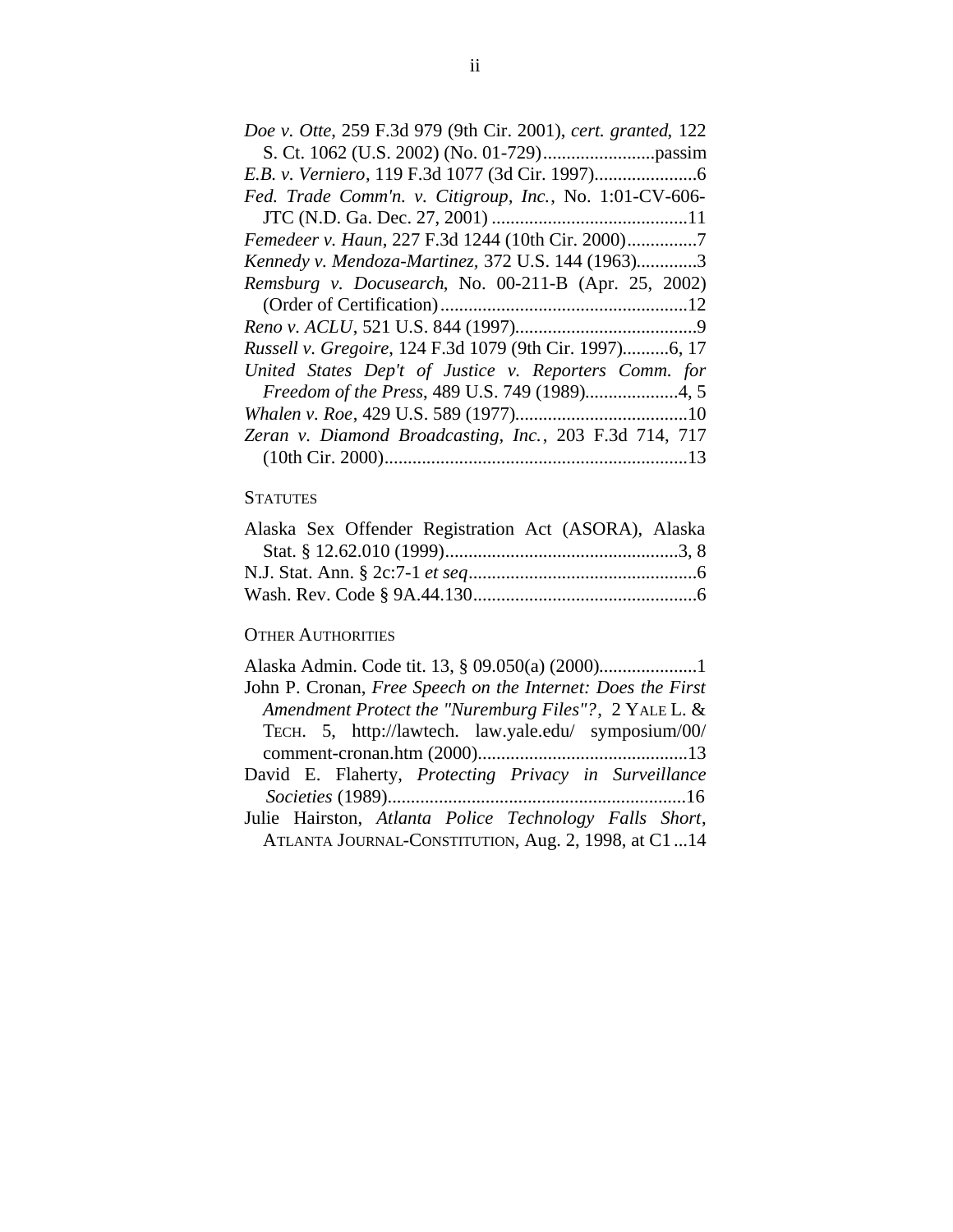*Doe v. Otte*, 259 F.3d 979 (9th Cir. 2001), *cert. granted*, 122 S. Ct. 1062 (U.S. 2002) (No. 01-729)........................passim

*E.B. v. Verniero*, 119 F.3d 1077 (3d Cir. 1997)......................6

*Fed. Trade Comm'n. v. Citigroup, Inc.*, No. 1:01-CV-606-JTC (N.D. Ga. Dec. 27, 2001) ..........................................11

*Femedeer v. Haun*, 227 F.3d 1244 (10th Cir. 2000)...............7

*Kennedy v. Mendoza-Martinez*, 372 U.S. 144 (1963).............3

*Remsburg v. Docusearch*, No. 00-211-B (Apr. 25, 2002) (Order of Certification).....................................................12

*Reno v. ACLU*, 521 U.S. 844 (1997).......................................9

*Russell v. Gregoire*, 124 F.3d 1079 (9th Cir. 1997)..........6, 17

*United States Dep't of Justice v. Reporters Comm. for Freedom of the Press*, 489 U.S. 749 (1989)....................4, 5

*Whalen v. Roe*, 429 U.S. 589 (1977).....................................10

*Zeran v. Diamond Broadcasting, Inc.*, 203 F.3d 714, 717 (10th Cir. 2000).................................................................13

## STATUTES

Alaska Sex Offender Registration Act (ASORA), Alaska Stat. § 12.62.010 (1999)..................................................3, 8

N.J. Stat. Ann. § 2c:7-1 *et seq*.................................................6

Wash. Rev. Code § 9A.44.130................................................6

## OTHER AUTHORITIES

Alaska Admin. Code tit. 13, § 09.050(a) (2000).....................1

John P. Cronan, *Free Speech on the Internet: Does the First Amendment Protect the "Nuremburg Files"?*, 2 YALE L. & TECH. 5, http://lawtech. law.yale.edu/ symposium/00/ comment-cronan.htm (2000).............................................13

David E. Flaherty, *Protecting Privacy in Surveillance Societies* (1989)................................................................16

Julie Hairston, *Atlanta Police Technology Falls Short*, ATLANTA JOURNAL-CONSTITUTION, Aug. 2, 1998, at C1...14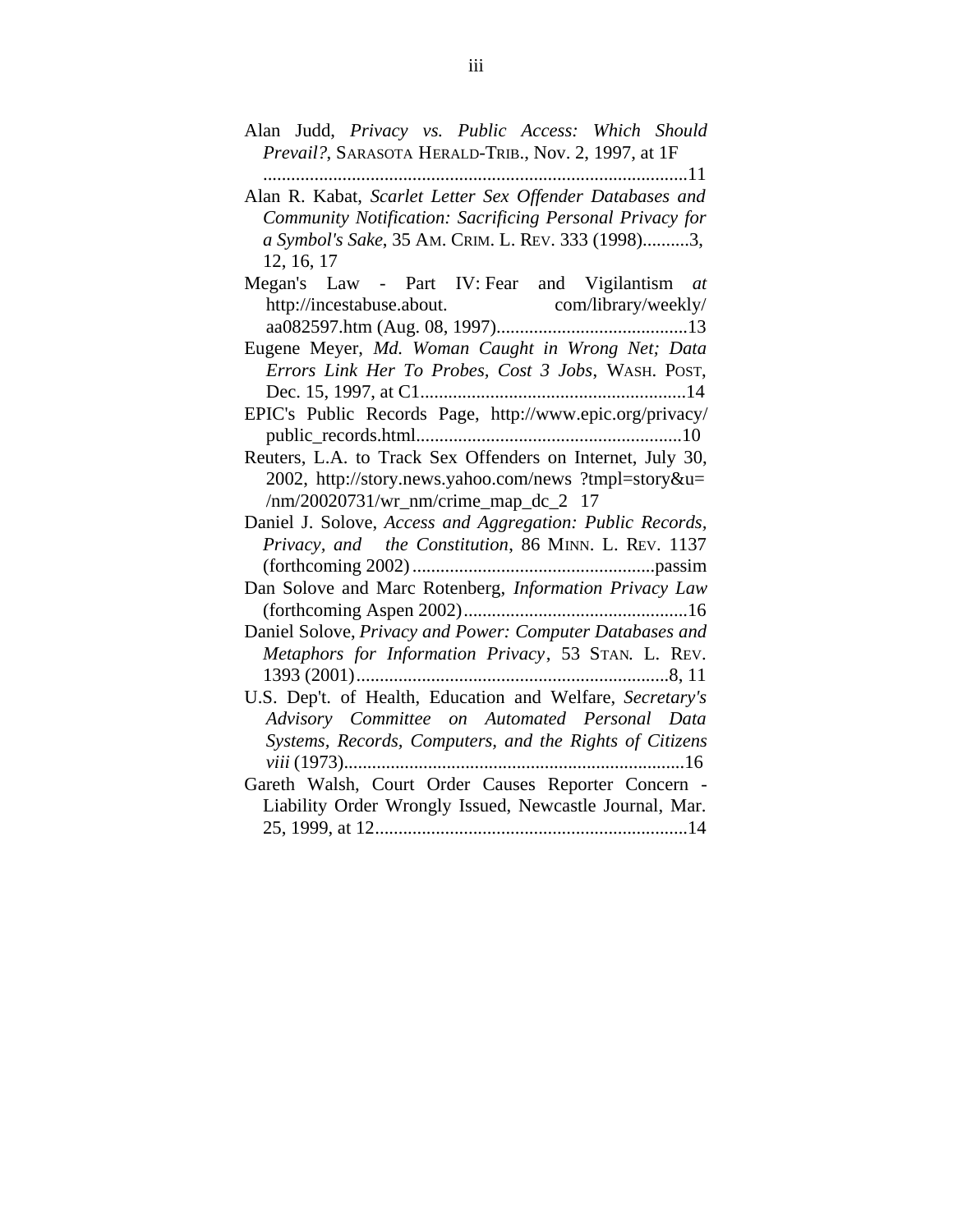Alan Judd, *Privacy vs. Public Access: Which Should Prevail?*, SARASOTA HERALD-TRIB., Nov. 2, 1997, at 1F ...........................................................................................11

Alan R. Kabat, *Scarlet Letter Sex Offender Databases and Community Notification: Sacrificing Personal Privacy for a Symbol's Sake*, 35 AM. CRIM. L. REV. 333 (1998)..........3, 12, 16, 17

Megan's Law - Part IV: Fear and Vigilantism *at* http://incestabuse.about. com/library/weekly/ aa082597.htm (Aug. 08, 1997).........................................13

Eugene Meyer, *Md. Woman Caught in Wrong Net; Data Errors Link Her To Probes, Cost 3 Jobs*, WASH. POST, Dec. 15, 1997, at C1.........................................................14

EPIC's Public Records Page, http://www.epic.org/privacy/ public_records.html.........................................................10

Reuters, L.A. to Track Sex Offenders on Internet, July 30, 2002, http://story.news.yahoo.com/news ?tmpl=story&u= /nm/20020731/wr_nm/crime_map_dc_2 17

Daniel J. Solove, *Access and Aggregation: Public Records, Privacy, and the Constitution*, 86 MINN. L. REV. 1137 (forthcoming 2002)....................................................passim

Dan Solove and Marc Rotenberg, *Information Privacy Law* (forthcoming Aspen 2002)................................................16

Daniel Solove, *Privacy and Power: Computer Databases and Metaphors for Information Privacy*, 53 STAN. L. REV. 1393 (2001)..................................................................8, 11

U.S. Dep't. of Health, Education and Welfare, *Secretary's Advisory Committee on Automated Personal Data Systems, Records, Computers, and the Rights of Citizens viii* (1973)........................................................................16

Gareth Walsh, Court Order Causes Reporter Concern - Liability Order Wrongly Issued, Newcastle Journal, Mar. 25, 1999, at 12..................................................................14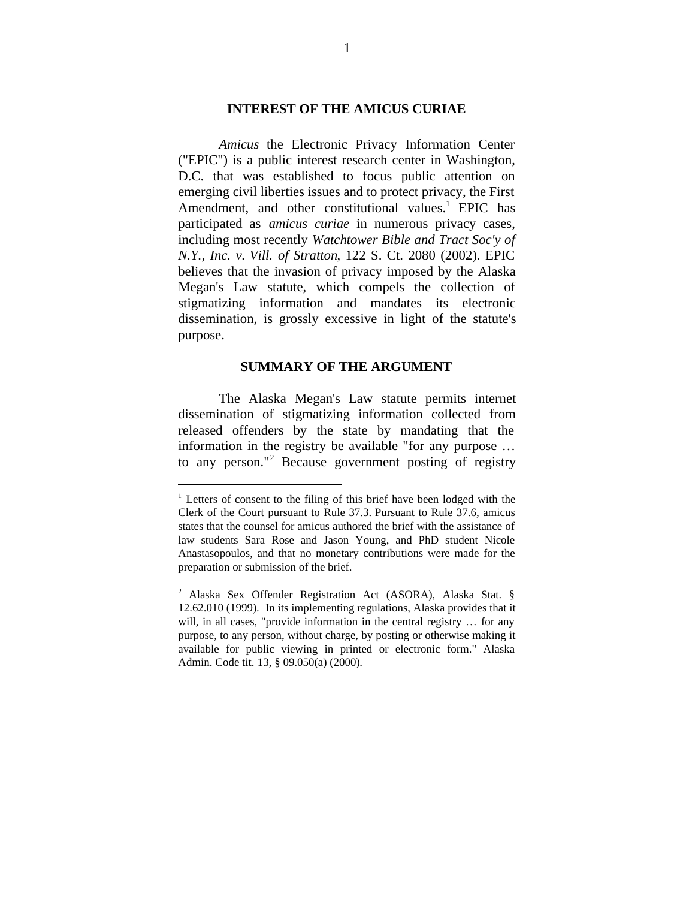## INTEREST OF THE AMICUS CURIAE

*Amicus* the Electronic Privacy Information Center ("EPIC") is a public interest research center in Washington, D.C. that was established to focus public attention on emerging civil liberties issues and to protect privacy, the First Amendment, and other constitutional values.[1] EPIC has participated as *amicus curiae* in numerous privacy cases, including most recently *Watchtower Bible and Tract Soc'y of N.Y., Inc. v. Vill. of Stratton*, 122 S. Ct. 2080 (2002). EPIC believes that the invasion of privacy imposed by the Alaska Megan's Law statute, which compels the collection of stigmatizing information and mandates its electronic dissemination, is grossly excessive in light of the statute's purpose.

## SUMMARY OF THE ARGUMENT

The Alaska Megan's Law statute permits internet dissemination of stigmatizing information collected from released offenders by the state by mandating that the information in the registry be available "for any purpose … to any person."[2] Because government posting of registry

---

[1] Letters of consent to the filing of this brief have been lodged with the Clerk of the Court pursuant to Rule 37.3. Pursuant to Rule 37.6, amicus states that the counsel for amicus authored the brief with the assistance of law students Sara Rose and Jason Young, and PhD student Nicole Anastasopoulos, and that no monetary contributions were made for the preparation or submission of the brief.

[2] Alaska Sex Offender Registration Act (ASORA), Alaska Stat. § 12.62.010 (1999). In its implementing regulations, Alaska provides that it will, in all cases, "provide information in the central registry … for any purpose, to any person, without charge, by posting or otherwise making it available for public viewing in printed or electronic form." Alaska Admin. Code tit. 13, § 09.050(a) (2000).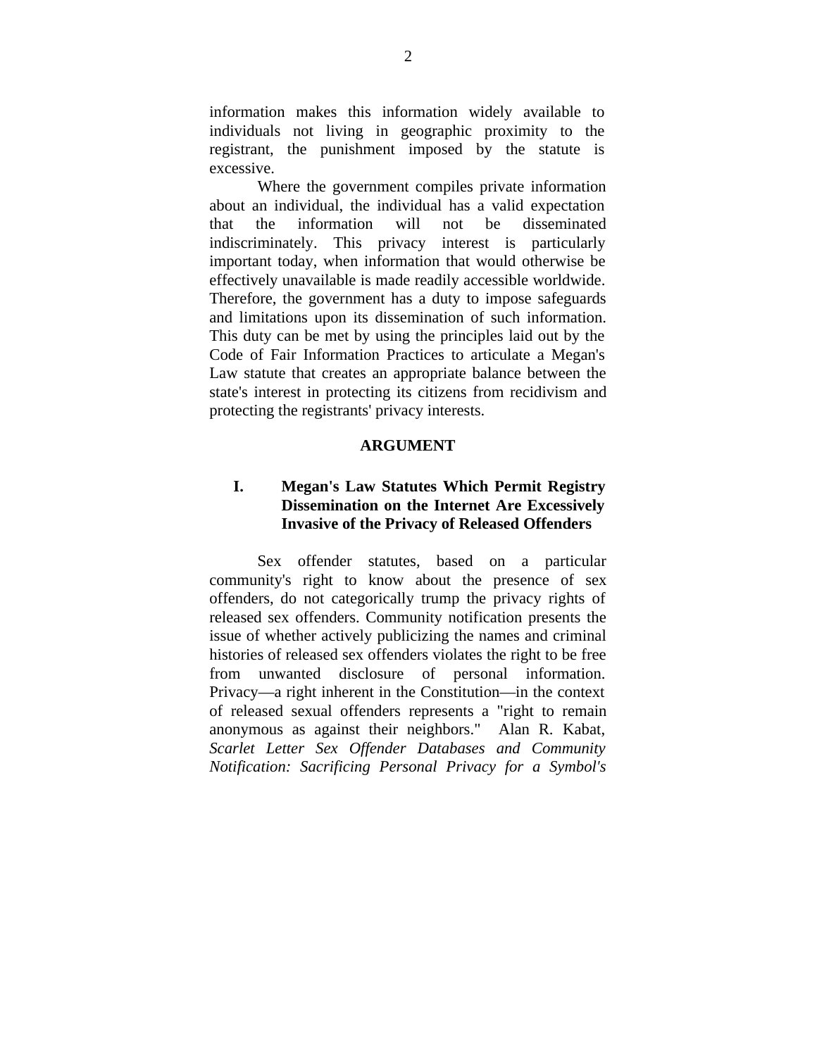information makes this information widely available to individuals not living in geographic proximity to the registrant, the punishment imposed by the statute is excessive.

Where the government compiles private information about an individual, the individual has a valid expectation that the information will not be disseminated indiscriminately. This privacy interest is particularly important today, when information that would otherwise be effectively unavailable is made readily accessible worldwide. Therefore, the government has a duty to impose safeguards and limitations upon its dissemination of such information. This duty can be met by using the principles laid out by the Code of Fair Information Practices to articulate a Megan's Law statute that creates an appropriate balance between the state's interest in protecting its citizens from recidivism and protecting the registrants' privacy interests.

## ARGUMENT

### I. Megan's Law Statutes Which Permit Registry Dissemination on the Internet Are Excessively Invasive of the Privacy of Released Offenders

Sex offender statutes, based on a particular community's right to know about the presence of sex offenders, do not categorically trump the privacy rights of released sex offenders. Community notification presents the issue of whether actively publicizing the names and criminal histories of released sex offenders violates the right to be free from unwanted disclosure of personal information. Privacy—a right inherent in the Constitution—in the context of released sexual offenders represents a "right to remain anonymous as against their neighbors." Alan R. Kabat, *Scarlet Letter Sex Offender Databases and Community Notification: Sacrificing Personal Privacy for a Symbol's*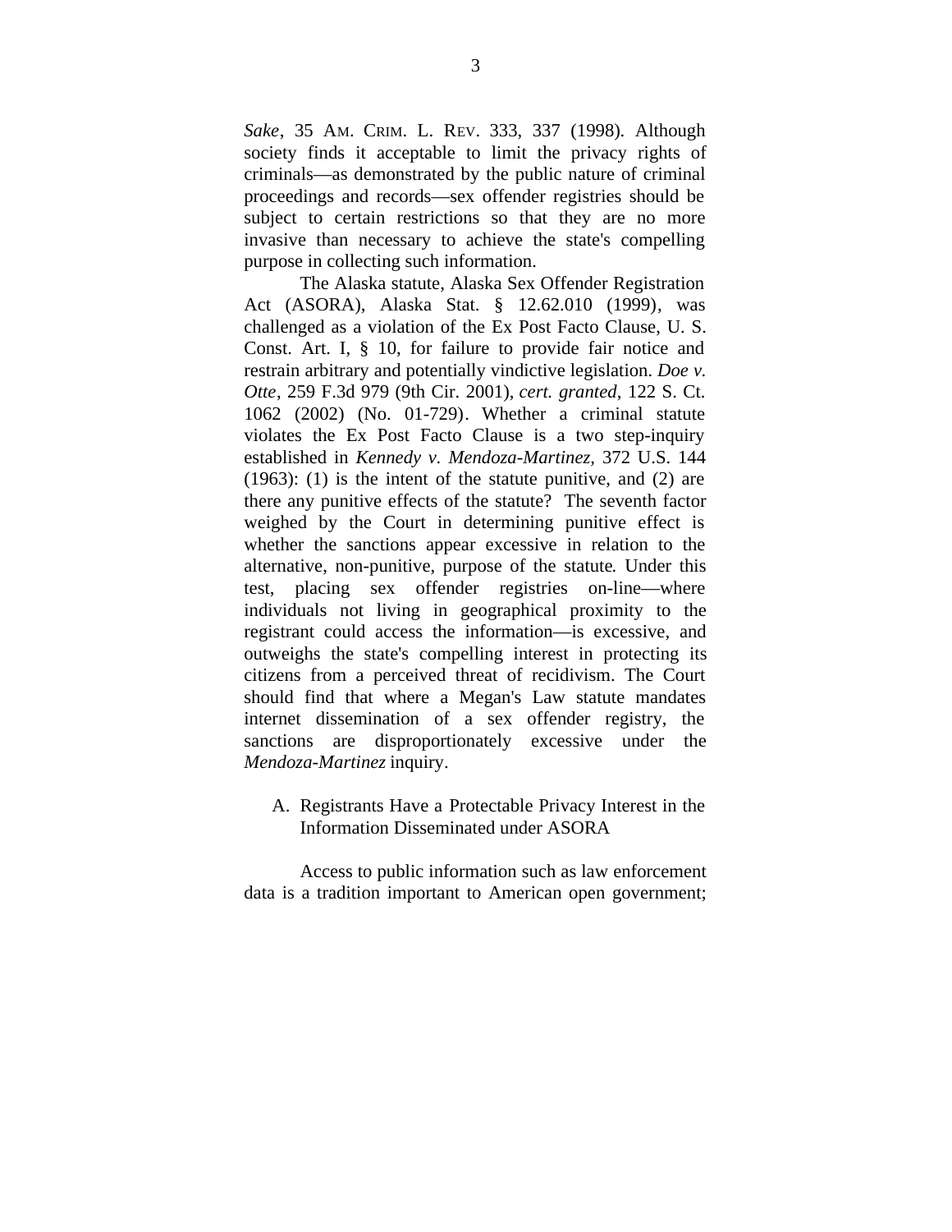*Sake*, 35 AM. CRIM. L. REV. 333, 337 (1998). Although society finds it acceptable to limit the privacy rights of criminals—as demonstrated by the public nature of criminal proceedings and records—sex offender registries should be subject to certain restrictions so that they are no more invasive than necessary to achieve the state's compelling purpose in collecting such information.

The Alaska statute, Alaska Sex Offender Registration Act (ASORA), Alaska Stat. § 12.62.010 (1999), was challenged as a violation of the Ex Post Facto Clause, U. S. Const. Art. I, § 10, for failure to provide fair notice and restrain arbitrary and potentially vindictive legislation. *Doe v. Otte*, 259 F.3d 979 (9th Cir. 2001), *cert. granted*, 122 S. Ct. 1062 (2002) (No. 01-729). Whether a criminal statute violates the Ex Post Facto Clause is a two step-inquiry established in *Kennedy v. Mendoza-Martinez,* 372 U.S. 144 (1963): (1) is the intent of the statute punitive, and (2) are there any punitive effects of the statute? The seventh factor weighed by the Court in determining punitive effect is whether the sanctions appear excessive in relation to the alternative, non-punitive, purpose of the statute. Under this test, placing sex offender registries on-line—where individuals not living in geographical proximity to the registrant could access the information—is excessive, and outweighs the state's compelling interest in protecting its citizens from a perceived threat of recidivism. The Court should find that where a Megan's Law statute mandates internet dissemination of a sex offender registry, the sanctions are disproportionately excessive under the *Mendoza-Martinez* inquiry.

A. Registrants Have a Protectable Privacy Interest in the Information Disseminated under ASORA

Access to public information such as law enforcement data is a tradition important to American open government;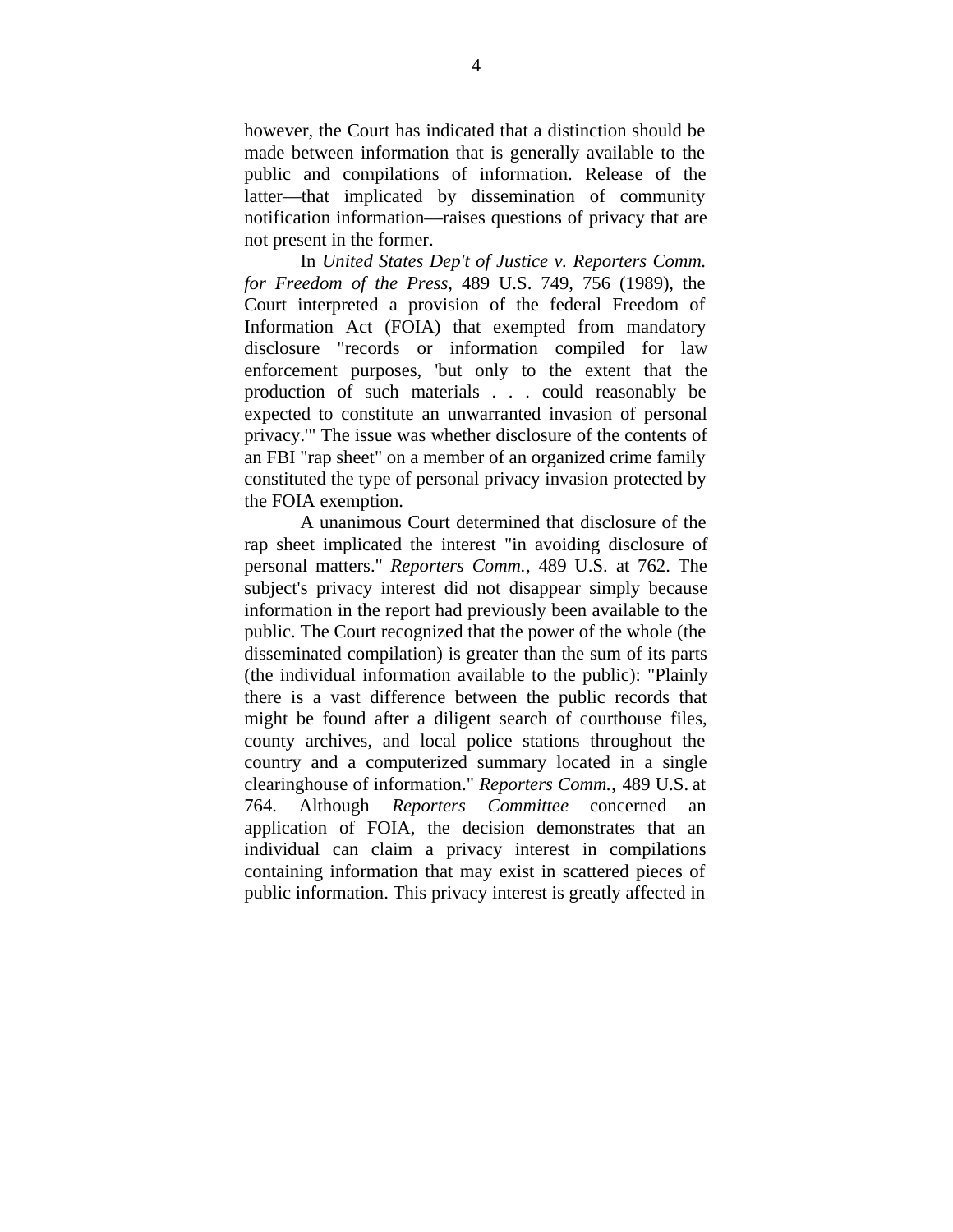however, the Court has indicated that a distinction should be made between information that is generally available to the public and compilations of information. Release of the latter—that implicated by dissemination of community notification information—raises questions of privacy that are not present in the former.

In *United States Dep't of Justice v. Reporters Comm. for Freedom of the Press*, 489 U.S. 749, 756 (1989), the Court interpreted a provision of the federal Freedom of Information Act (FOIA) that exempted from mandatory disclosure "records or information compiled for law enforcement purposes, 'but only to the extent that the production of such materials . . . could reasonably be expected to constitute an unwarranted invasion of personal privacy.'" The issue was whether disclosure of the contents of an FBI "rap sheet" on a member of an organized crime family constituted the type of personal privacy invasion protected by the FOIA exemption.

A unanimous Court determined that disclosure of the rap sheet implicated the interest "in avoiding disclosure of personal matters." *Reporters Comm.*, 489 U.S. at 762. The subject's privacy interest did not disappear simply because information in the report had previously been available to the public. The Court recognized that the power of the whole (the disseminated compilation) is greater than the sum of its parts (the individual information available to the public): "Plainly there is a vast difference between the public records that might be found after a diligent search of courthouse files, county archives, and local police stations throughout the country and a computerized summary located in a single clearinghouse of information." *Reporters Comm.*, 489 U.S. at 764. Although *Reporters Committee* concerned an application of FOIA, the decision demonstrates that an individual can claim a privacy interest in compilations containing information that may exist in scattered pieces of public information. This privacy interest is greatly affected in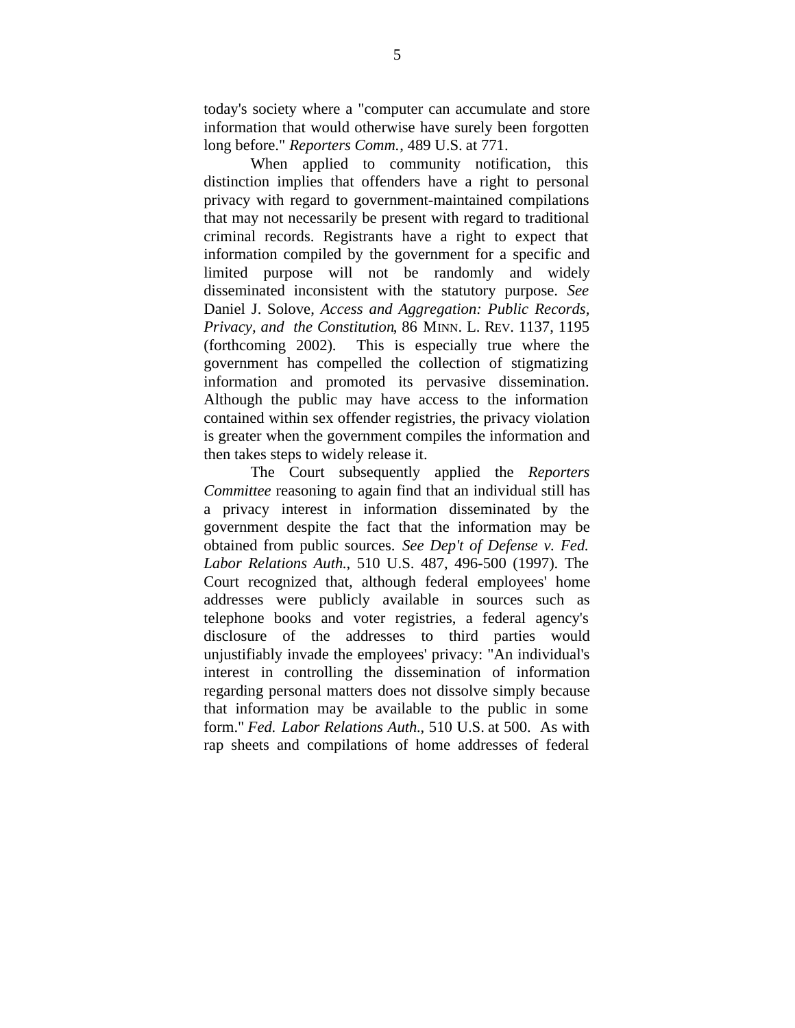today's society where a "computer can accumulate and store information that would otherwise have surely been forgotten long before." *Reporters Comm.*, 489 U.S. at 771.

When applied to community notification, this distinction implies that offenders have a right to personal privacy with regard to government-maintained compilations that may not necessarily be present with regard to traditional criminal records. Registrants have a right to expect that information compiled by the government for a specific and limited purpose will not be randomly and widely disseminated inconsistent with the statutory purpose. *See* Daniel J. Solove, *Access and Aggregation: Public Records, Privacy, and the Constitution*, 86 MINN. L. REV. 1137, 1195 (forthcoming 2002). This is especially true where the government has compelled the collection of stigmatizing information and promoted its pervasive dissemination. Although the public may have access to the information contained within sex offender registries, the privacy violation is greater when the government compiles the information and then takes steps to widely release it.

The Court subsequently applied the *Reporters Committee* reasoning to again find that an individual still has a privacy interest in information disseminated by the government despite the fact that the information may be obtained from public sources. *See Dep't of Defense v. Fed. Labor Relations Auth.*, 510 U.S. 487, 496-500 (1997). The Court recognized that, although federal employees' home addresses were publicly available in sources such as telephone books and voter registries, a federal agency's disclosure of the addresses to third parties would unjustifiably invade the employees' privacy: "An individual's interest in controlling the dissemination of information regarding personal matters does not dissolve simply because that information may be available to the public in some form." *Fed. Labor Relations Auth.*, 510 U.S. at 500. As with rap sheets and compilations of home addresses of federal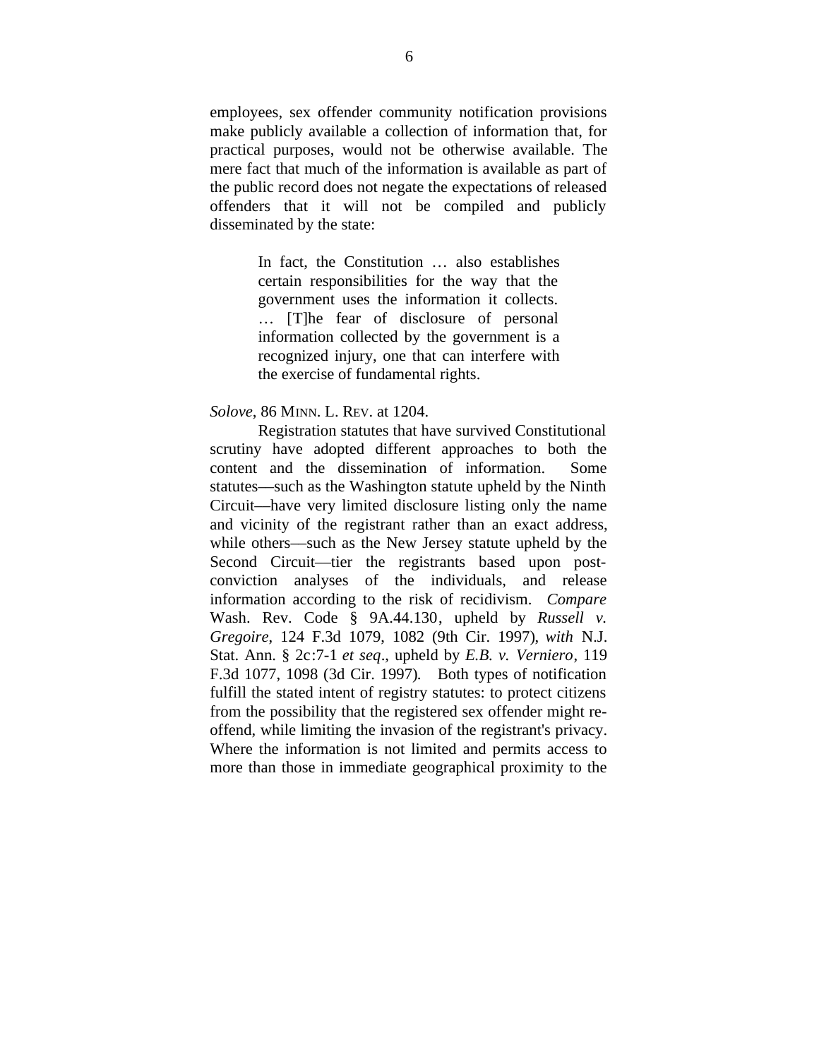employees, sex offender community notification provisions make publicly available a collection of information that, for practical purposes, would not be otherwise available. The mere fact that much of the information is available as part of the public record does not negate the expectations of released offenders that it will not be compiled and publicly disseminated by the state:

> In fact, the Constitution … also establishes certain responsibilities for the way that the government uses the information it collects. … [T]he fear of disclosure of personal information collected by the government is a recognized injury, one that can interfere with the exercise of fundamental rights.

*Solove*, 86 MINN. L. REV. at 1204.

Registration statutes that have survived Constitutional scrutiny have adopted different approaches to both the content and the dissemination of information. Some statutes—such as the Washington statute upheld by the Ninth Circuit—have very limited disclosure listing only the name and vicinity of the registrant rather than an exact address, while others—such as the New Jersey statute upheld by the Second Circuit—tier the registrants based upon post-conviction analyses of the individuals, and release information according to the risk of recidivism. *Compare* Wash. Rev. Code § 9A.44.130, upheld by *Russell v. Gregoire*, 124 F.3d 1079, 1082 (9th Cir. 1997), *with* N.J. Stat. Ann. § 2c:7-1 *et seq*., upheld by *E.B. v. Verniero*, 119 F.3d 1077, 1098 (3d Cir. 1997). Both types of notification fulfill the stated intent of registry statutes: to protect citizens from the possibility that the registered sex offender might re-offend, while limiting the invasion of the registrant's privacy. Where the information is not limited and permits access to more than those in immediate geographical proximity to the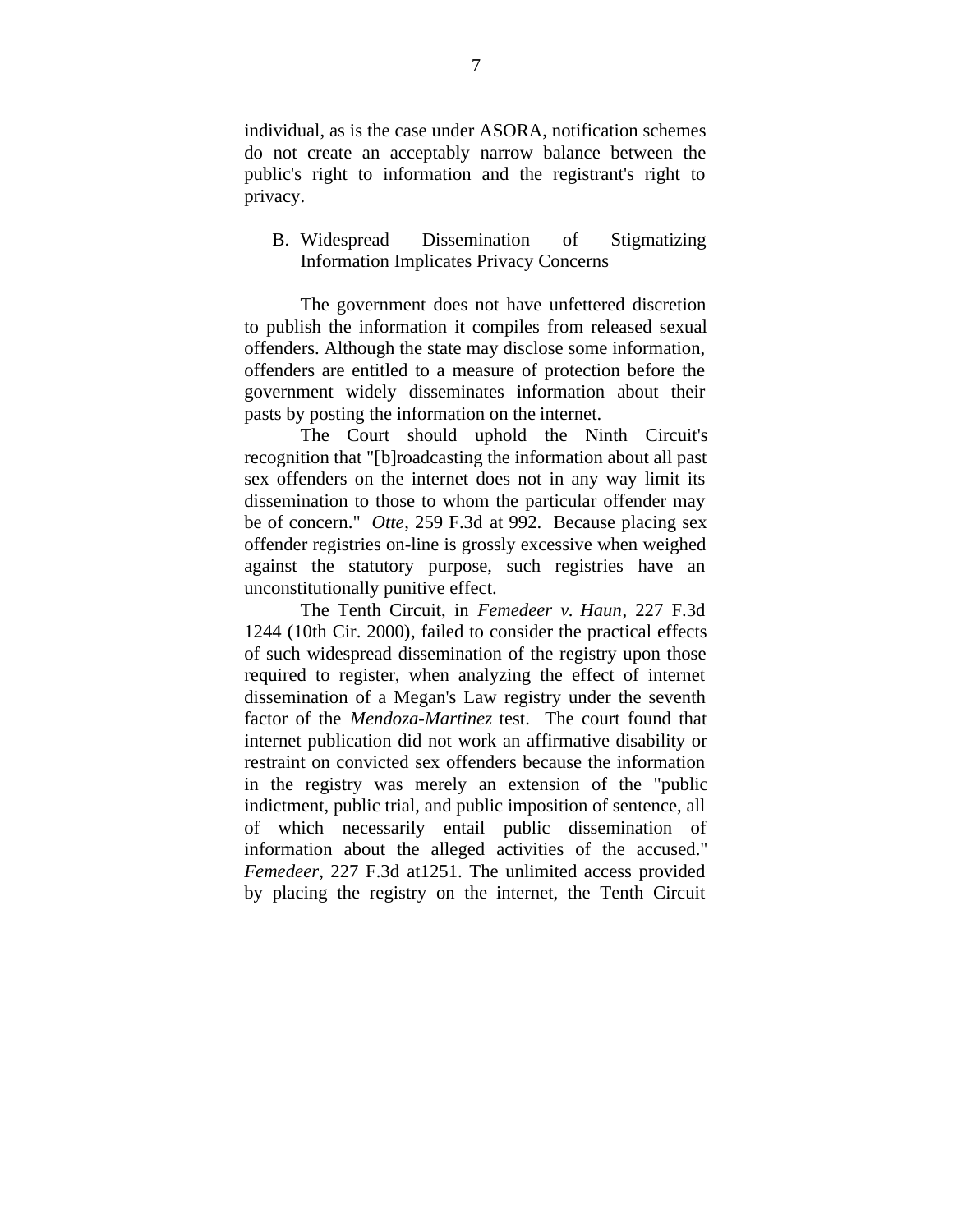individual, as is the case under ASORA, notification schemes do not create an acceptably narrow balance between the public's right to information and the registrant's right to privacy.

## B. Widespread Dissemination of Stigmatizing Information Implicates Privacy Concerns

The government does not have unfettered discretion to publish the information it compiles from released sexual offenders. Although the state may disclose some information, offenders are entitled to a measure of protection before the government widely disseminates information about their pasts by posting the information on the internet.

The Court should uphold the Ninth Circuit's recognition that "[b]roadcasting the information about all past sex offenders on the internet does not in any way limit its dissemination to those to whom the particular offender may be of concern." *Otte*, 259 F.3d at 992. Because placing sex offender registries on-line is grossly excessive when weighed against the statutory purpose, such registries have an unconstitutionally punitive effect.

The Tenth Circuit, in *Femedeer v. Haun*, 227 F.3d 1244 (10th Cir. 2000), failed to consider the practical effects of such widespread dissemination of the registry upon those required to register, when analyzing the effect of internet dissemination of a Megan's Law registry under the seventh factor of the *Mendoza-Martinez* test. The court found that internet publication did not work an affirmative disability or restraint on convicted sex offenders because the information in the registry was merely an extension of the "public indictment, public trial, and public imposition of sentence, all of which necessarily entail public dissemination of information about the alleged activities of the accused." *Femedeer*, 227 F.3d at1251. The unlimited access provided by placing the registry on the internet, the Tenth Circuit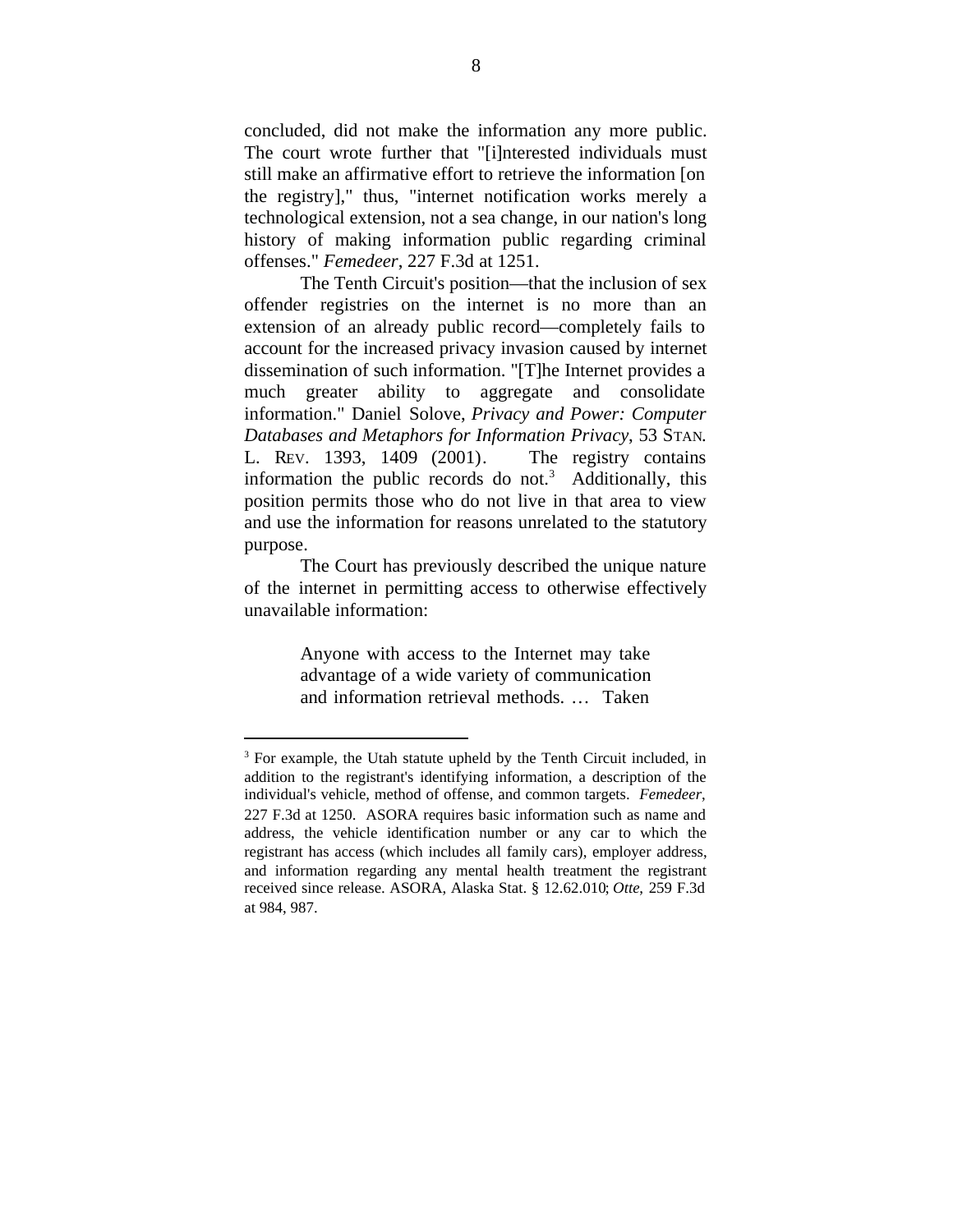concluded, did not make the information any more public. The court wrote further that "[i]nterested individuals must still make an affirmative effort to retrieve the information [on the registry]," thus, "internet notification works merely a technological extension, not a sea change, in our nation's long history of making information public regarding criminal offenses." *Femedeer*, 227 F.3d at 1251.

The Tenth Circuit's position—that the inclusion of sex offender registries on the internet is no more than an extension of an already public record—completely fails to account for the increased privacy invasion caused by internet dissemination of such information. "[T]he Internet provides a much greater ability to aggregate and consolidate information." Daniel Solove, *Privacy and Power: Computer Databases and Metaphors for Information Privacy*, 53 STAN. L. REV. 1393, 1409 (2001). The registry contains information the public records do not.[3] Additionally, this position permits those who do not live in that area to view and use the information for reasons unrelated to the statutory purpose.

The Court has previously described the unique nature of the internet in permitting access to otherwise effectively unavailable information:

> Anyone with access to the Internet may take advantage of a wide variety of communication and information retrieval methods. … Taken

[3] For example, the Utah statute upheld by the Tenth Circuit included, in addition to the registrant's identifying information, a description of the individual's vehicle, method of offense, and common targets. *Femedeer*, 227 F.3d at 1250. ASORA requires basic information such as name and address, the vehicle identification number or any car to which the registrant has access (which includes all family cars), employer address, and information regarding any mental health treatment the registrant received since release. ASORA, Alaska Stat. § 12.62.010; *Otte*, 259 F.3d at 984, 987.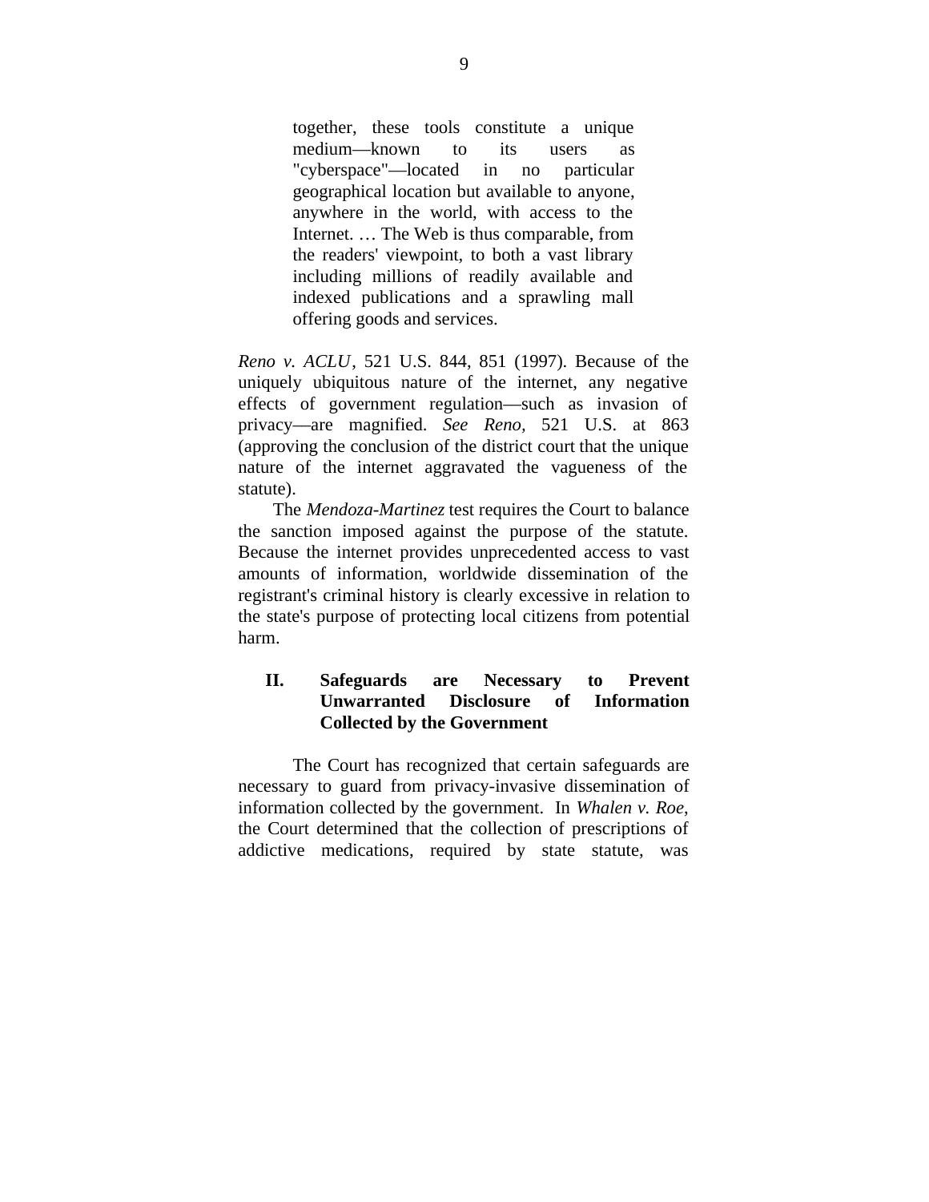> together, these tools constitute a unique medium—known to its users as "cyberspace"—located in no particular geographical location but available to anyone, anywhere in the world, with access to the Internet. … The Web is thus comparable, from the readers' viewpoint, to both a vast library including millions of readily available and indexed publications and a sprawling mall offering goods and services.

*Reno v. ACLU*, 521 U.S. 844, 851 (1997). Because of the uniquely ubiquitous nature of the internet, any negative effects of government regulation—such as invasion of privacy—are magnified. *See Reno,* 521 U.S. at 863 (approving the conclusion of the district court that the unique nature of the internet aggravated the vagueness of the statute).

The *Mendoza-Martinez* test requires the Court to balance the sanction imposed against the purpose of the statute. Because the internet provides unprecedented access to vast amounts of information, worldwide dissemination of the registrant's criminal history is clearly excessive in relation to the state's purpose of protecting local citizens from potential harm.

## II. Safeguards are Necessary to Prevent Unwarranted Disclosure of Information Collected by the Government

The Court has recognized that certain safeguards are necessary to guard from privacy-invasive dissemination of information collected by the government. In *Whalen v. Roe*, the Court determined that the collection of prescriptions of addictive medications, required by state statute, was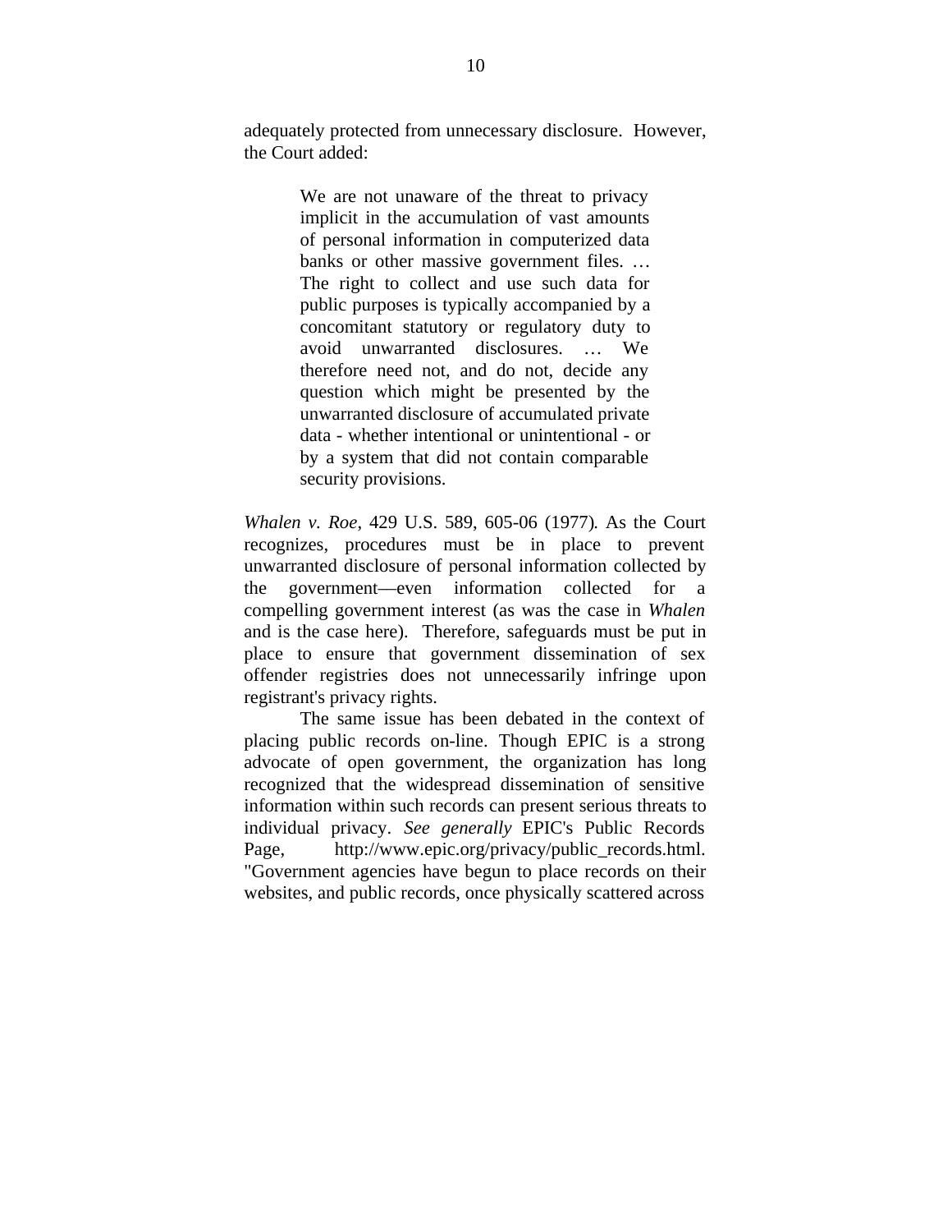adequately protected from unnecessary disclosure. However, the Court added:

> We are not unaware of the threat to privacy implicit in the accumulation of vast amounts of personal information in computerized data banks or other massive government files. … The right to collect and use such data for public purposes is typically accompanied by a concomitant statutory or regulatory duty to avoid unwarranted disclosures. … We therefore need not, and do not, decide any question which might be presented by the unwarranted disclosure of accumulated private data - whether intentional or unintentional - or by a system that did not contain comparable security provisions.

*Whalen v. Roe*, 429 U.S. 589, 605-06 (1977). As the Court recognizes, procedures must be in place to prevent unwarranted disclosure of personal information collected by the government—even information collected for a compelling government interest (as was the case in *Whalen* and is the case here). Therefore, safeguards must be put in place to ensure that government dissemination of sex offender registries does not unnecessarily infringe upon registrant's privacy rights.

The same issue has been debated in the context of placing public records on-line. Though EPIC is a strong advocate of open government, the organization has long recognized that the widespread dissemination of sensitive information within such records can present serious threats to individual privacy. *See generally* EPIC's Public Records Page, http://www.epic.org/privacy/public_records.html. "Government agencies have begun to place records on their websites, and public records, once physically scattered across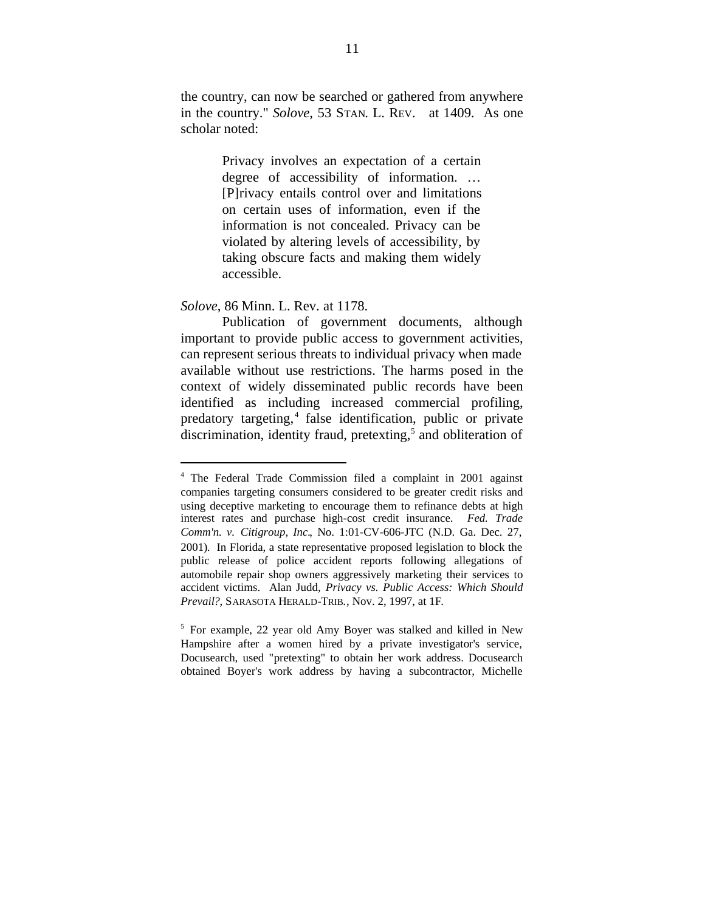the country, can now be searched or gathered from anywhere in the country." *Solove*, 53 STAN. L. REV. at 1409. As one scholar noted:

> Privacy involves an expectation of a certain degree of accessibility of information. … [P]rivacy entails control over and limitations on certain uses of information, even if the information is not concealed. Privacy can be violated by altering levels of accessibility, by taking obscure facts and making them widely accessible.

*Solove*, 86 Minn. L. Rev. at 1178.

Publication of government documents, although important to provide public access to government activities, can represent serious threats to individual privacy when made available without use restrictions. The harms posed in the context of widely disseminated public records have been identified as including increased commercial profiling, predatory targeting,[4] false identification, public or private discrimination, identity fraud, pretexting,[5] and obliteration of

---

[4] The Federal Trade Commission filed a complaint in 2001 against companies targeting consumers considered to be greater credit risks and using deceptive marketing to encourage them to refinance debts at high interest rates and purchase high-cost credit insurance. *Fed. Trade Comm'n. v. Citigroup, Inc*., No. 1:01-CV-606-JTC (N.D. Ga. Dec. 27, 2001). In Florida, a state representative proposed legislation to block the public release of police accident reports following allegations of automobile repair shop owners aggressively marketing their services to accident victims. Alan Judd, *Privacy vs. Public Access: Which Should Prevail?*, SARASOTA HERALD-TRIB., Nov. 2, 1997, at 1F.

[5] For example, 22 year old Amy Boyer was stalked and killed in New Hampshire after a women hired by a private investigator's service, Docusearch, used "pretexting" to obtain her work address. Docusearch obtained Boyer's work address by having a subcontractor, Michelle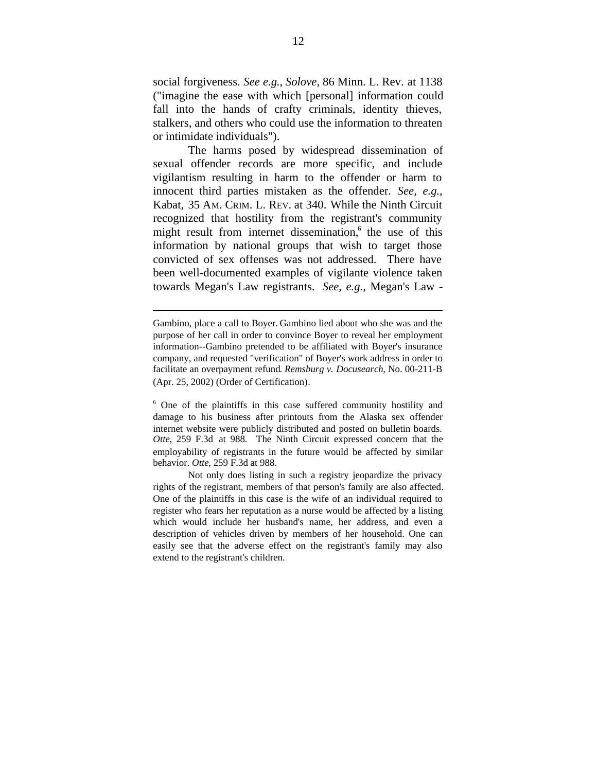social forgiveness. *See e.g.*, *Solove*, 86 Minn. L. Rev. at 1138 ("imagine the ease with which [personal] information could fall into the hands of crafty criminals, identity thieves, stalkers, and others who could use the information to threaten or intimidate individuals").

The harms posed by widespread dissemination of sexual offender records are more specific, and include vigilantism resulting in harm to the offender or harm to innocent third parties mistaken as the offender. *See, e.g.*, Kabat, 35 AM. CRIM. L. REV. at 340. While the Ninth Circuit recognized that hostility from the registrant's community might result from internet dissemination,[6] the use of this information by national groups that wish to target those convicted of sex offenses was not addressed. There have been well-documented examples of vigilante violence taken towards Megan's Law registrants. *See, e.g.,* Megan's Law -

---

Gambino, place a call to Boyer. Gambino lied about who she was and the purpose of her call in order to convince Boyer to reveal her employment information--Gambino pretended to be affiliated with Boyer's insurance company, and requested "verification" of Boyer's work address in order to facilitate an overpayment refund. *Remsburg v. Docusearch*, No. 00-211-B (Apr. 25, 2002) (Order of Certification).

[6] One of the plaintiffs in this case suffered community hostility and damage to his business after printouts from the Alaska sex offender internet website were publicly distributed and posted on bulletin boards. *Otte*, 259 F.3d at 988. The Ninth Circuit expressed concern that the employability of registrants in the future would be affected by similar behavior. *Otte*, 259 F.3d at 988.

Not only does listing in such a registry jeopardize the privacy rights of the registrant, members of that person's family are also affected. One of the plaintiffs in this case is the wife of an individual required to register who fears her reputation as a nurse would be affected by a listing which would include her husband's name, her address, and even a description of vehicles driven by members of her household. One can easily see that the adverse effect on the registrant's family may also extend to the registrant's children.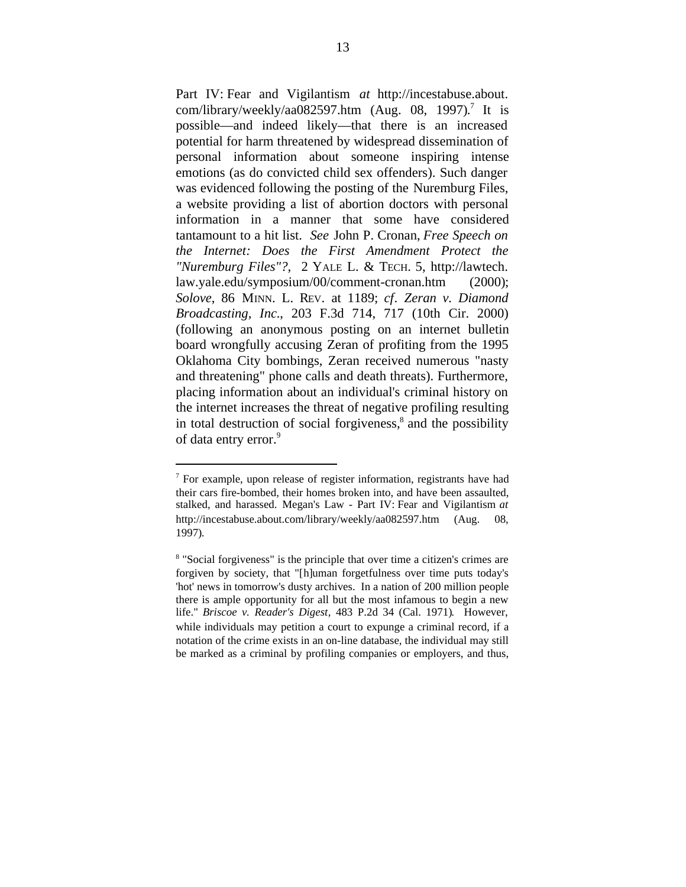Part IV: Fear and Vigilantism *at* http://incestabuse.about.com/library/weekly/aa082597.htm (Aug. 08, 1997).[7] It is possible—and indeed likely—that there is an increased potential for harm threatened by widespread dissemination of personal information about someone inspiring intense emotions (as do convicted child sex offenders). Such danger was evidenced following the posting of the Nuremburg Files, a website providing a list of abortion doctors with personal information in a manner that some have considered tantamount to a hit list. *See* John P. Cronan, *Free Speech on the Internet: Does the First Amendment Protect the "Nuremburg Files"?*, 2 YALE L. & TECH. 5, http://lawtech.law.yale.edu/symposium/00/comment-cronan.htm (2000); *Solove*, 86 MINN. L. REV. at 1189; *cf*. *Zeran v. Diamond Broadcasting, Inc*., 203 F.3d 714, 717 (10th Cir. 2000) (following an anonymous posting on an internet bulletin board wrongfully accusing Zeran of profiting from the 1995 Oklahoma City bombings, Zeran received numerous "nasty and threatening" phone calls and death threats). Furthermore, placing information about an individual's criminal history on the internet increases the threat of negative profiling resulting in total destruction of social forgiveness,[8] and the possibility of data entry error.[9]

---

[7] For example, upon release of register information, registrants have had their cars fire-bombed, their homes broken into, and have been assaulted, stalked, and harassed. Megan's Law - Part IV: Fear and Vigilantism *at* http://incestabuse.about.com/library/weekly/aa082597.htm (Aug. 08, 1997).

[8] "Social forgiveness" is the principle that over time a citizen's crimes are forgiven by society, that "[h]uman forgetfulness over time puts today's 'hot' news in tomorrow's dusty archives. In a nation of 200 million people there is ample opportunity for all but the most infamous to begin a new life." *Briscoe v. Reader's Digest*, 483 P.2d 34 (Cal. 1971). However, while individuals may petition a court to expunge a criminal record, if a notation of the crime exists in an on-line database, the individual may still be marked as a criminal by profiling companies or employers, and thus,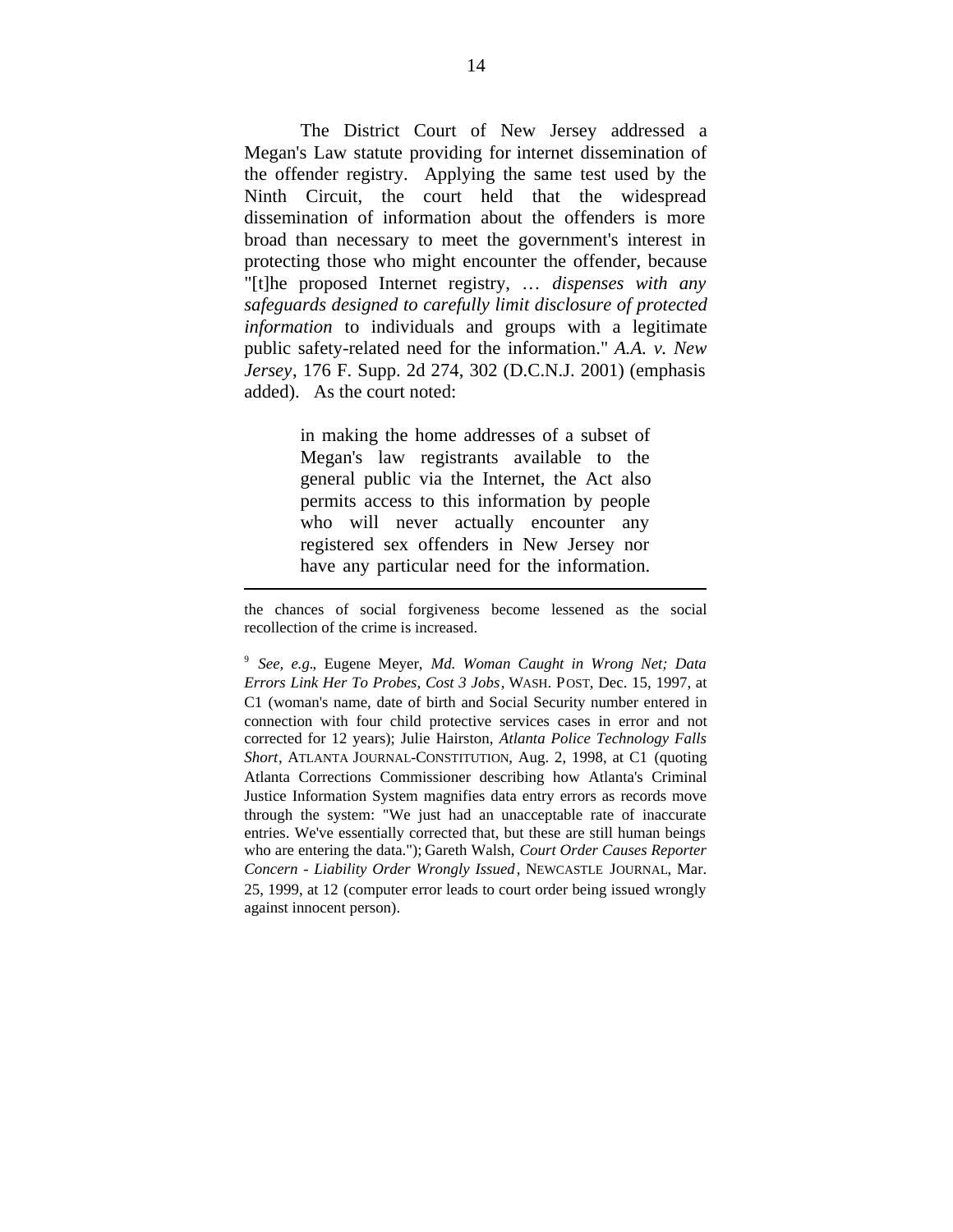The District Court of New Jersey addressed a Megan's Law statute providing for internet dissemination of the offender registry. Applying the same test used by the Ninth Circuit, the court held that the widespread dissemination of information about the offenders is more broad than necessary to meet the government's interest in protecting those who might encounter the offender, because "[t]he proposed Internet registry, … *dispenses with any safeguards designed to carefully limit disclosure of protected information* to individuals and groups with a legitimate public safety-related need for the information." *A.A. v. New Jersey*, 176 F. Supp. 2d 274, 302 (D.C.N.J. 2001) (emphasis added). As the court noted:

> in making the home addresses of a subset of Megan's law registrants available to the general public via the Internet, the Act also permits access to this information by people who will never actually encounter any registered sex offenders in New Jersey nor have any particular need for the information.

---

the chances of social forgiveness become lessened as the social recollection of the crime is increased.

[9] *See, e.g*., Eugene Meyer, *Md. Woman Caught in Wrong Net; Data Errors Link Her To Probes, Cost 3 Jobs*, WASH. POST, Dec. 15, 1997, at C1 (woman's name, date of birth and Social Security number entered in connection with four child protective services cases in error and not corrected for 12 years); Julie Hairston, *Atlanta Police Technology Falls Short*, ATLANTA JOURNAL-CONSTITUTION, Aug. 2, 1998, at C1 (quoting Atlanta Corrections Commissioner describing how Atlanta's Criminal Justice Information System magnifies data entry errors as records move through the system: "We just had an unacceptable rate of inaccurate entries. We've essentially corrected that, but these are still human beings who are entering the data."); Gareth Walsh, *Court Order Causes Reporter Concern - Liability Order Wrongly Issued*, NEWCASTLE JOURNAL, Mar. 25, 1999, at 12 (computer error leads to court order being issued wrongly against innocent person).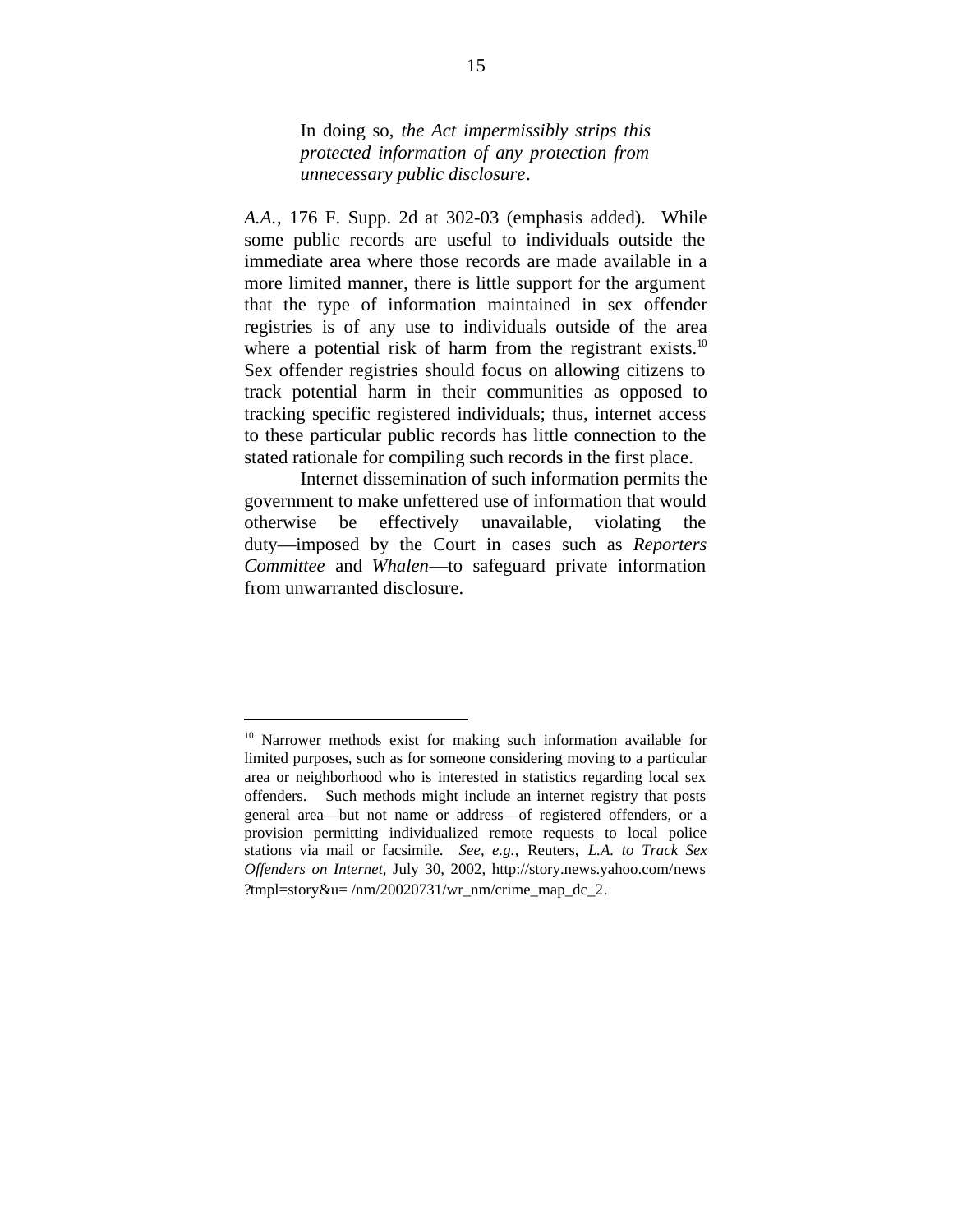> In doing so, *the Act impermissibly strips this protected information of any protection from unnecessary public disclosure*.

*A.A.*, 176 F. Supp. 2d at 302-03 (emphasis added). While some public records are useful to individuals outside the immediate area where those records are made available in a more limited manner, there is little support for the argument that the type of information maintained in sex offender registries is of any use to individuals outside of the area where a potential risk of harm from the registrant exists.[10] Sex offender registries should focus on allowing citizens to track potential harm in their communities as opposed to tracking specific registered individuals; thus, internet access to these particular public records has little connection to the stated rationale for compiling such records in the first place.

Internet dissemination of such information permits the government to make unfettered use of information that would otherwise be effectively unavailable, violating the duty—imposed by the Court in cases such as *Reporters Committee* and *Whalen*—to safeguard private information from unwarranted disclosure.

---

[10] Narrower methods exist for making such information available for limited purposes, such as for someone considering moving to a particular area or neighborhood who is interested in statistics regarding local sex offenders. Such methods might include an internet registry that posts general area—but not name or address—of registered offenders, or a provision permitting individualized remote requests to local police stations via mail or facsimile. *See, e.g.*, Reuters, *L.A. to Track Sex Offenders on Internet*, July 30, 2002, http://story.news.yahoo.com/news?tmpl=story&u= /nm/20020731/wr_nm/crime_map_dc_2.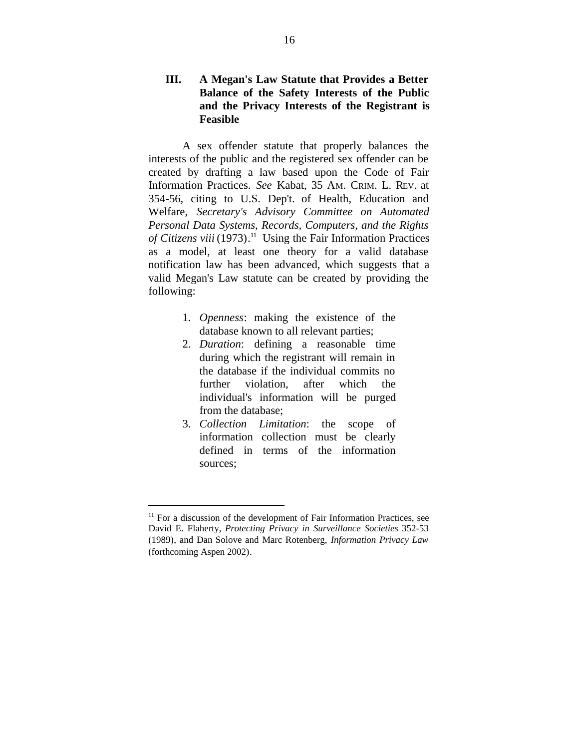### III. A Megan's Law Statute that Provides a Better Balance of the Safety Interests of the Public and the Privacy Interests of the Registrant is Feasible

A sex offender statute that properly balances the interests of the public and the registered sex offender can be created by drafting a law based upon the Code of Fair Information Practices. *See* Kabat, 35 AM. CRIM. L. REV. at 354-56, citing to U.S. Dep't. of Health, Education and Welfare, *Secretary's Advisory Committee on Automated Personal Data Systems, Records, Computers, and the Rights of Citizens viii* (1973).[11] Using the Fair Information Practices as a model, at least one theory for a valid database notification law has been advanced, which suggests that a valid Megan's Law statute can be created by providing the following:

1. *Openness*: making the existence of the database known to all relevant parties;
2. *Duration*: defining a reasonable time during which the registrant will remain in the database if the individual commits no further violation, after which the individual's information will be purged from the database;
3. *Collection Limitation*: the scope of information collection must be clearly defined in terms of the information sources;

---

[11] For a discussion of the development of Fair Information Practices, see David E. Flaherty, *Protecting Privacy in Surveillance Societies* 352-53 (1989), and Dan Solove and Marc Rotenberg, *Information Privacy Law* (forthcoming Aspen 2002).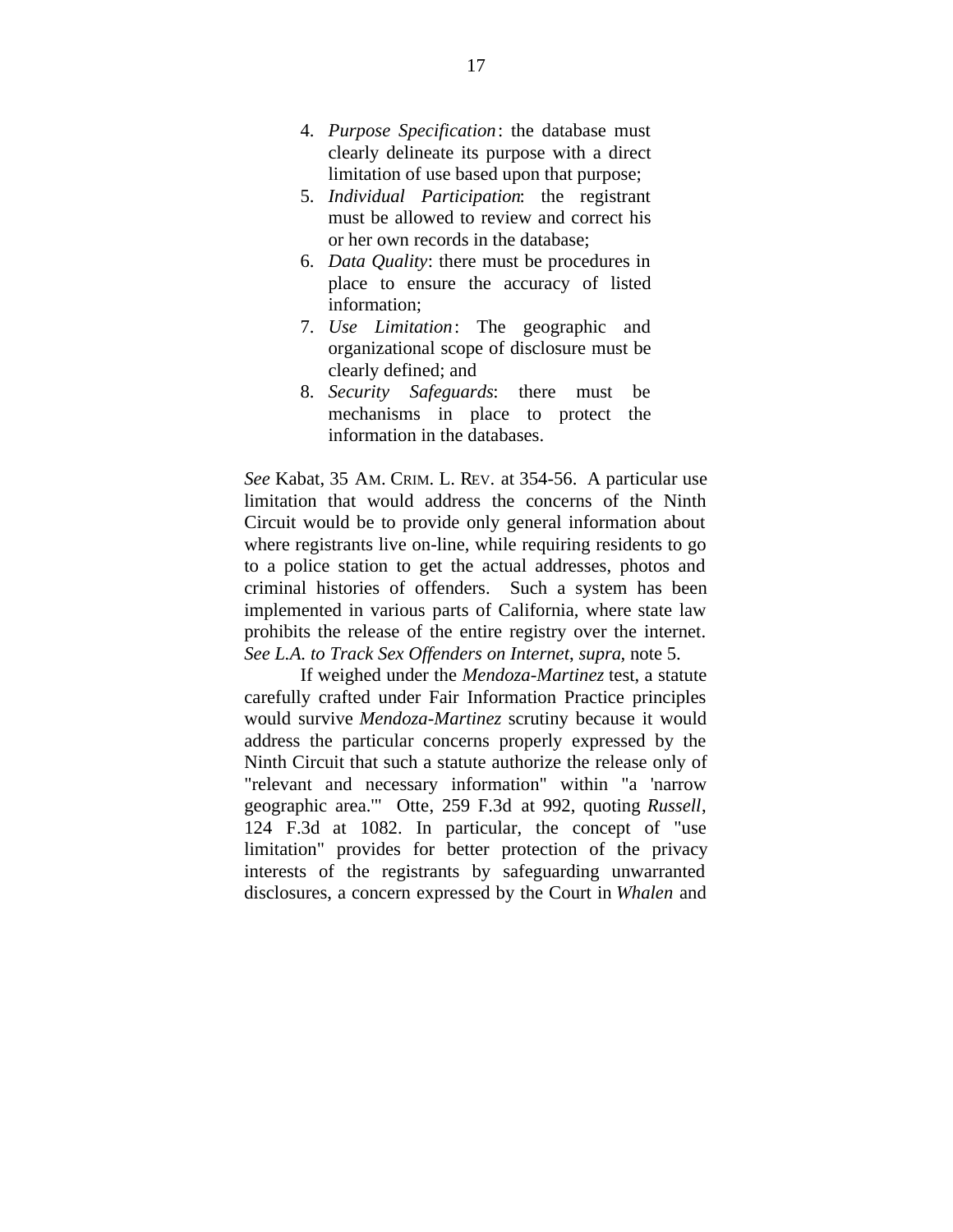4. *Purpose Specification*: the database must clearly delineate its purpose with a direct limitation of use based upon that purpose;
5. *Individual Participation*: the registrant must be allowed to review and correct his or her own records in the database;
6. *Data Quality*: there must be procedures in place to ensure the accuracy of listed information;
7. *Use Limitation*: The geographic and organizational scope of disclosure must be clearly defined; and
8. *Security Safeguards*: there must be mechanisms in place to protect the information in the databases.

*See* Kabat, 35 AM. CRIM. L. REV. at 354-56. A particular use limitation that would address the concerns of the Ninth Circuit would be to provide only general information about where registrants live on-line, while requiring residents to go to a police station to get the actual addresses, photos and criminal histories of offenders. Such a system has been implemented in various parts of California, where state law prohibits the release of the entire registry over the internet. *See L.A. to Track Sex Offenders on Internet*, *supra*, note 5.

If weighed under the *Mendoza-Martinez* test, a statute carefully crafted under Fair Information Practice principles would survive *Mendoza-Martinez* scrutiny because it would address the particular concerns properly expressed by the Ninth Circuit that such a statute authorize the release only of "relevant and necessary information" within "a 'narrow geographic area.'" Otte, 259 F.3d at 992, quoting *Russell*, 124 F.3d at 1082. In particular, the concept of "use limitation" provides for better protection of the privacy interests of the registrants by safeguarding unwarranted disclosures, a concern expressed by the Court in *Whalen* and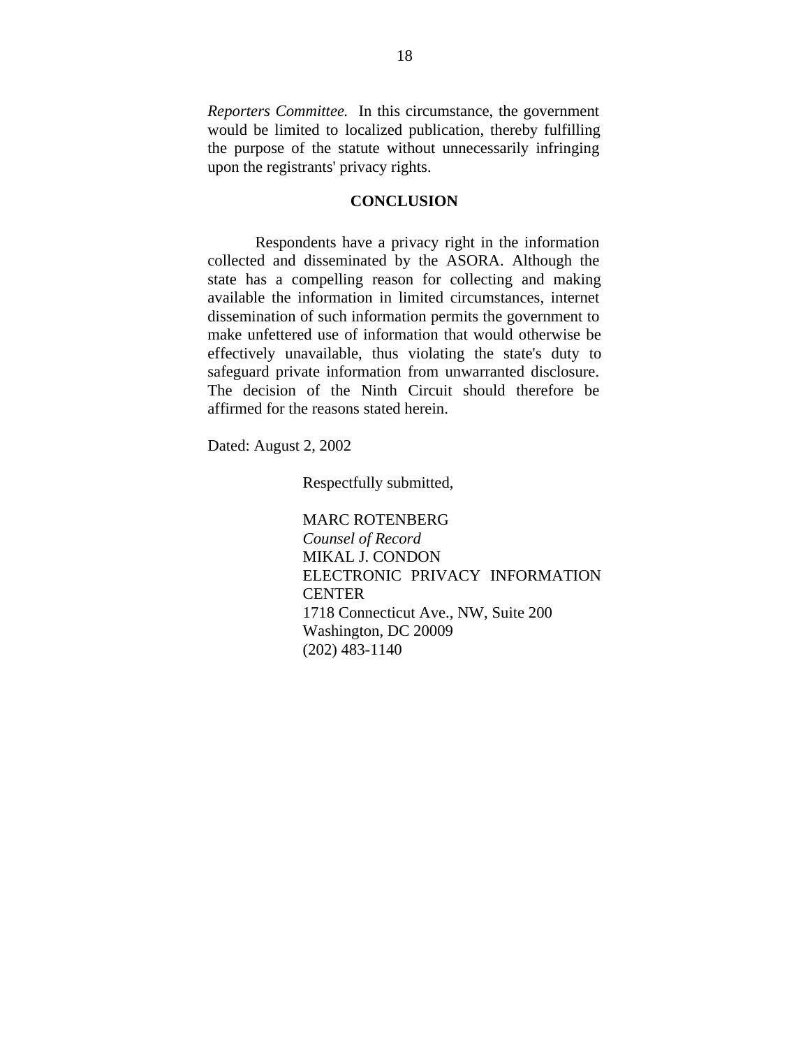*Reporters Committee.* In this circumstance, the government would be limited to localized publication, thereby fulfilling the purpose of the statute without unnecessarily infringing upon the registrants' privacy rights.

## CONCLUSION

Respondents have a privacy right in the information collected and disseminated by the ASORA. Although the state has a compelling reason for collecting and making available the information in limited circumstances, internet dissemination of such information permits the government to make unfettered use of information that would otherwise be effectively unavailable, thus violating the state's duty to safeguard private information from unwarranted disclosure. The decision of the Ninth Circuit should therefore be affirmed for the reasons stated herein.

Dated: August 2, 2002

Respectfully submitted,

MARC ROTENBERG
*Counsel of Record*
MIKAL J. CONDON
ELECTRONIC PRIVACY INFORMATION CENTER
1718 Connecticut Ave., NW, Suite 200
Washington, DC 20009
(202) 483-1140